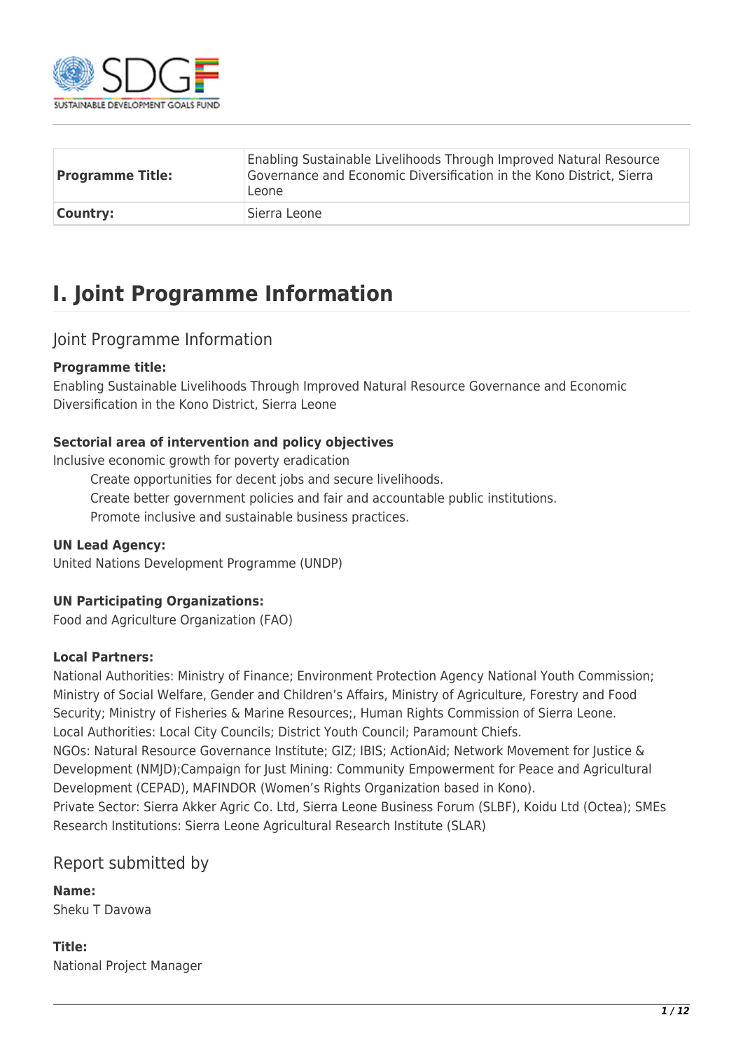| Programme Title: | Enabling Sustainable Livelihoods Through Improved Natural Resource Governance and Economic Diversification in the Kono District, Sierra Leone |
| --- | --- |
| Country: | Sierra Leone |

# I. Joint Programme Information

## Joint Programme Information

**Programme title:**
Enabling Sustainable Livelihoods Through Improved Natural Resource Governance and Economic Diversification in the Kono District, Sierra Leone

**Sectorial area of intervention and policy objectives**
Inclusive economic growth for poverty eradication

- Create opportunities for decent jobs and secure livelihoods.
- Create better government policies and fair and accountable public institutions.
- Promote inclusive and sustainable business practices.

**UN Lead Agency:**
United Nations Development Programme (UNDP)

**UN Participating Organizations:**
Food and Agriculture Organization (FAO)

**Local Partners:**
National Authorities: Ministry of Finance; Environment Protection Agency National Youth Commission; Ministry of Social Welfare, Gender and Children's Affairs, Ministry of Agriculture, Forestry and Food Security; Ministry of Fisheries & Marine Resources;, Human Rights Commission of Sierra Leone.
Local Authorities: Local City Councils; District Youth Council; Paramount Chiefs.
NGOs: Natural Resource Governance Institute; GIZ; IBIS; ActionAid; Network Movement for Justice & Development (NMJD);Campaign for Just Mining: Community Empowerment for Peace and Agricultural Development (CEPAD), MAFINDOR (Women's Rights Organization based in Kono).
Private Sector: Sierra Akker Agric Co. Ltd, Sierra Leone Business Forum (SLBF), Koidu Ltd (Octea); SMEs
Research Institutions: Sierra Leone Agricultural Research Institute (SLAR)

## Report submitted by

**Name:**
Sheku T Davowa

**Title:**
National Project Manager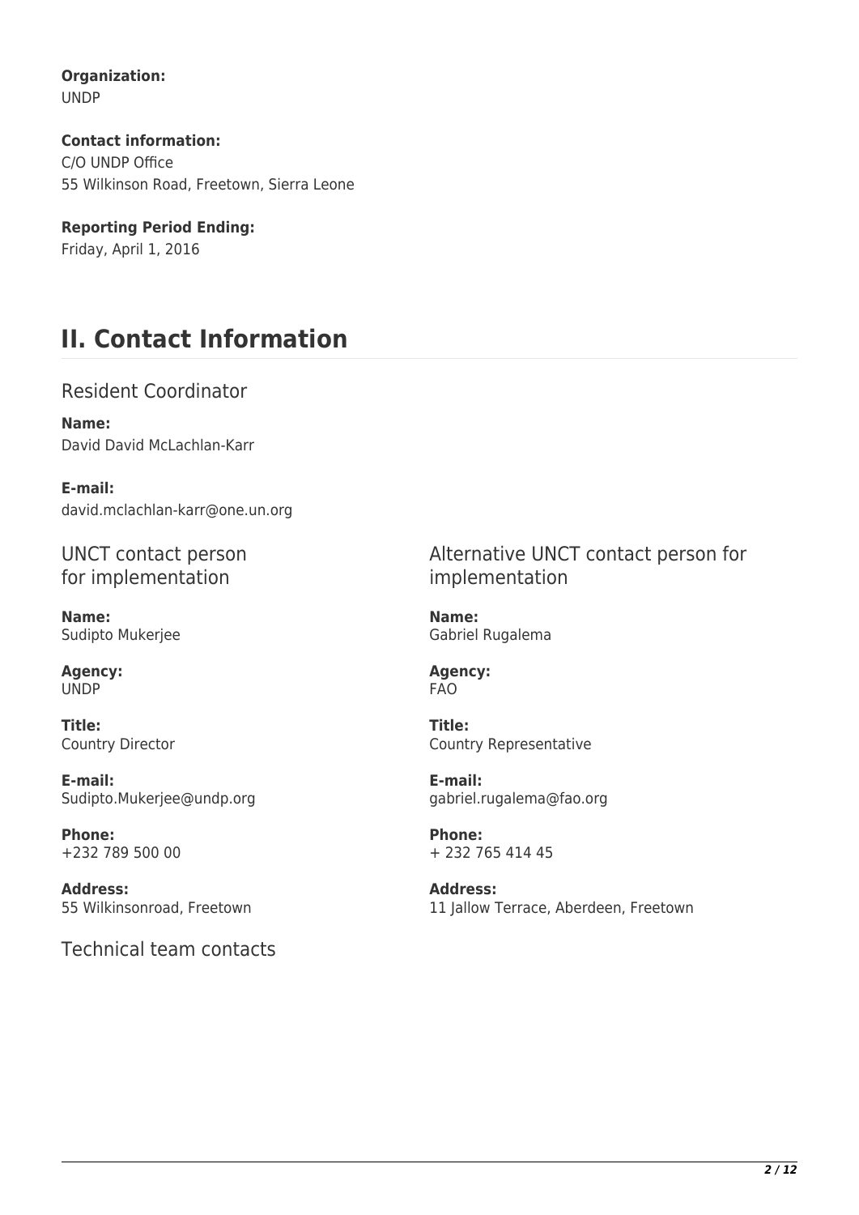**Organization:**
UNDP

**Contact information:**
C/O UNDP Office
55 Wilkinson Road, Freetown, Sierra Leone

**Reporting Period Ending:**
Friday, April 1, 2016

## II. Contact Information

### Resident Coordinator

**Name:**
David David McLachlan-Karr

**E-mail:**
david.mclachlan-karr@one.un.org

### UNCT contact person for implementation

**Name:**
Sudipto Mukerjee

**Agency:**
UNDP

**Title:**
Country Director

**E-mail:**
Sudipto.Mukerjee@undp.org

**Phone:**
+232 789 500 00

**Address:**
55 Wilkinsonroad, Freetown

### Alternative UNCT contact person for implementation

**Name:**
Gabriel Rugalema

**Agency:**
FAO

**Title:**
Country Representative

**E-mail:**
gabriel.rugalema@fao.org

**Phone:**
+ 232 765 414 45

**Address:**
11 Jallow Terrace, Aberdeen, Freetown

### Technical team contacts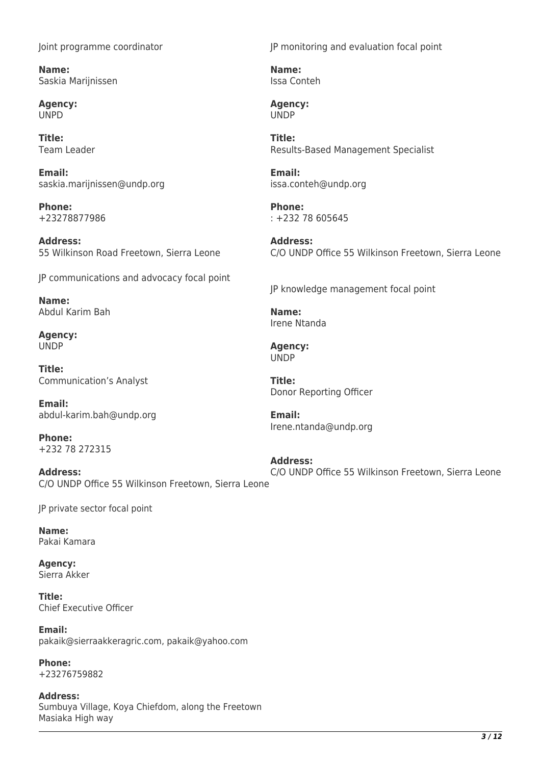Joint programme coordinator

**Name:**
Saskia Marijnissen

**Agency:**
UNPD

**Title:**
Team Leader

**Email:**
saskia.marijnissen@undp.org

**Phone:**
+23278877986

**Address:**
55 Wilkinson Road Freetown, Sierra Leone

JP communications and advocacy focal point

**Name:**
Abdul Karim Bah

**Agency:**
UNDP

**Title:**
Communication's Analyst

**Email:**
abdul-karim.bah@undp.org

**Phone:**
+232 78 272315

**Address:**
C/O UNDP Office 55 Wilkinson Freetown, Sierra Leone

JP private sector focal point

**Name:**
Pakai Kamara

**Agency:**
Sierra Akker

**Title:**
Chief Executive Officer

**Email:**
pakaik@sierraakkeragric.com, pakaik@yahoo.com

**Phone:**
+23276759882

**Address:**
Sumbuya Village, Koya Chiefdom, along the Freetown Masiaka High way

JP monitoring and evaluation focal point

**Name:**
Issa Conteh

**Agency:**
UNDP

**Title:**
Results-Based Management Specialist

**Email:**
issa.conteh@undp.org

**Phone:**
: +232 78 605645

**Address:**
C/O UNDP Office 55 Wilkinson Freetown, Sierra Leone

JP knowledge management focal point

**Name:**
Irene Ntanda

**Agency:**
UNDP

**Title:**
Donor Reporting Officer

**Email:**
Irene.ntanda@undp.org

**Address:**
C/O UNDP Office 55 Wilkinson Freetown, Sierra Leone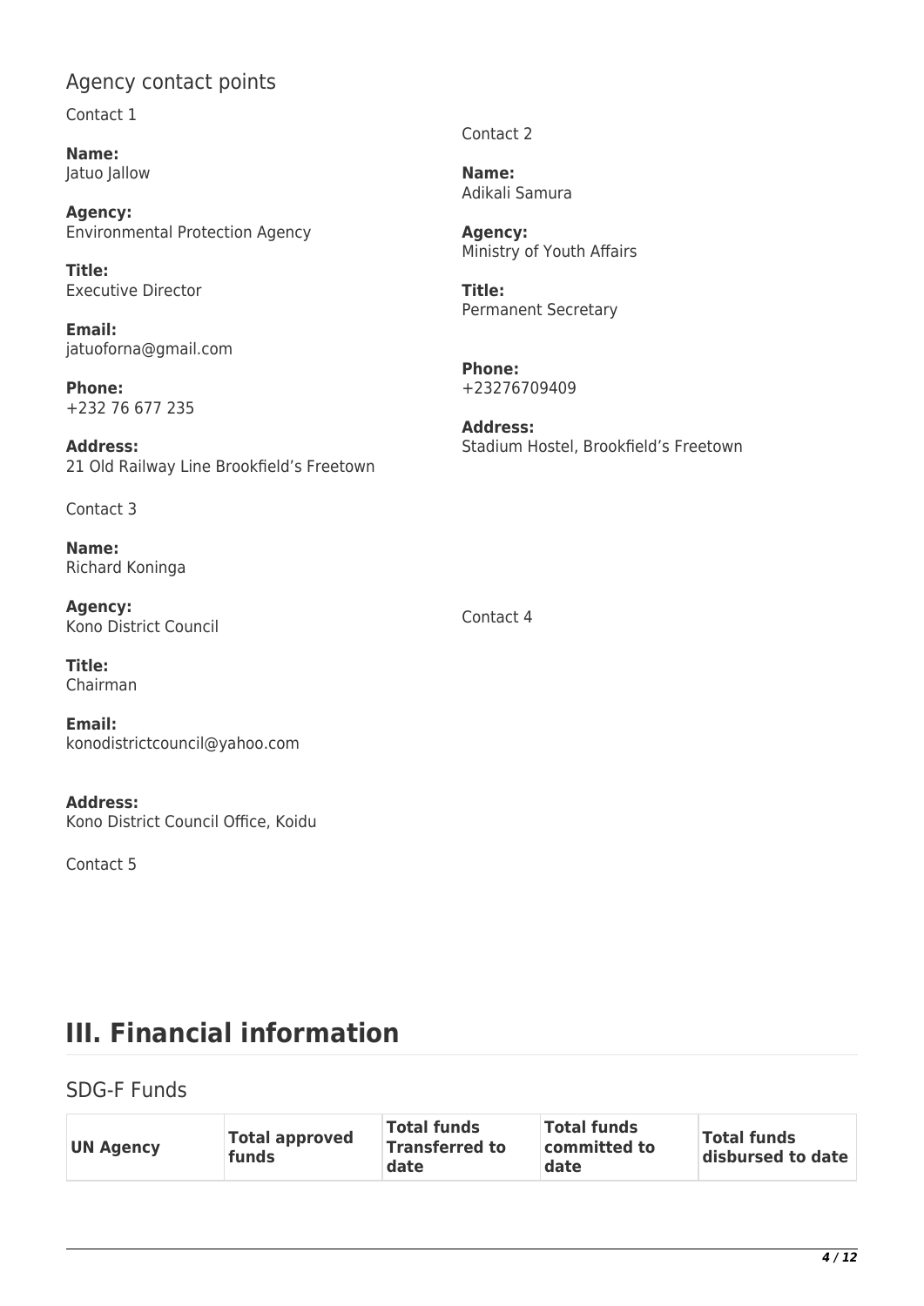## Agency contact points

Contact 1

**Name:**
Jatuo Jallow

**Agency:**
Environmental Protection Agency

**Title:**
Executive Director

**Email:**
jatuoforna@gmail.com

**Phone:**
+232 76 677 235

**Address:**
21 Old Railway Line Brookfield's Freetown

Contact 2

**Name:**
Adikali Samura

**Agency:**
Ministry of Youth Affairs

**Title:**
Permanent Secretary

**Phone:**
+23276709409

**Address:**
Stadium Hostel, Brookfield's Freetown

Contact 3

**Name:**
Richard Koninga

**Agency:**
Kono District Council

**Title:**
Chairman

**Email:**
konodistrictcouncil@yahoo.com

**Address:**
Kono District Council Office, Koidu

Contact 4

Contact 5

# III. Financial information

## SDG-F Funds

| UN Agency | Total approved funds | Total funds Transferred to date | Total funds committed to date | Total funds disbursed to date |
| --- | --- | --- | --- | --- |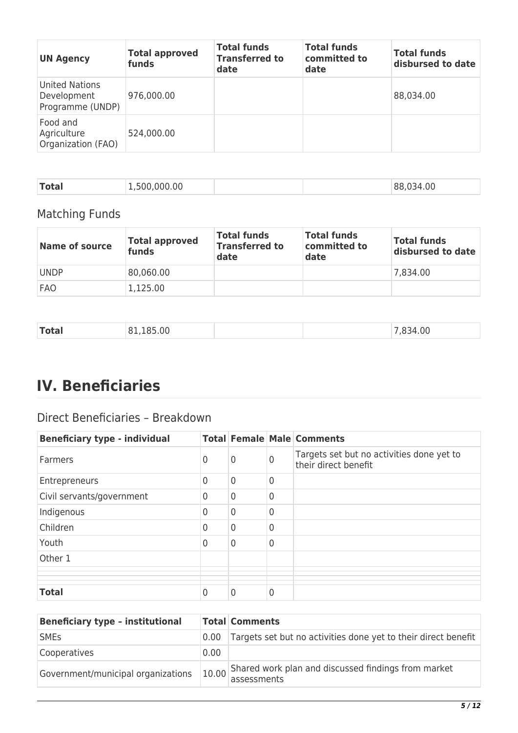| UN Agency | Total approved funds | Total funds Transferred to date | Total funds committed to date | Total funds disbursed to date |
| --- | --- | --- | --- | --- |
| United Nations Development Programme (UNDP) | 976,000.00 | | | 88,034.00 |
| Food and Agriculture Organization (FAO) | 524,000.00 | | | |
| **Total** | 1,500,000.00 | | | 88,034.00 |

## Matching Funds

| Name of source | Total approved funds | Total funds Transferred to date | Total funds committed to date | Total funds disbursed to date |
| --- | --- | --- | --- | --- |
| UNDP | 80,060.00 | | | 7,834.00 |
| FAO | 1,125.00 | | | |
| **Total** | 81,185.00 | | | 7,834.00 |

# IV. Beneficiaries

## Direct Beneficiaries – Breakdown

| Beneficiary type - individual | Total | Female | Male | Comments |
| --- | --- | --- | --- | --- |
| Farmers | 0 | 0 | 0 | Targets set but no activities done yet to their direct benefit |
| Entrepreneurs | 0 | 0 | 0 | |
| Civil servants/government | 0 | 0 | 0 | |
| Indigenous | 0 | 0 | 0 | |
| Children | 0 | 0 | 0 | |
| Youth | 0 | 0 | 0 | |
| Other 1 | | | | |
| | | | | |
| | | | | |
| **Total** | 0 | 0 | 0 | |

| Beneficiary type – institutional | Total | Comments |
| --- | --- | --- |
| SMEs | 0.00 | Targets set but no activities done yet to their direct benefit |
| Cooperatives | 0.00 | |
| Government/municipal organizations | 10.00 | Shared work plan and discussed findings from market assessments |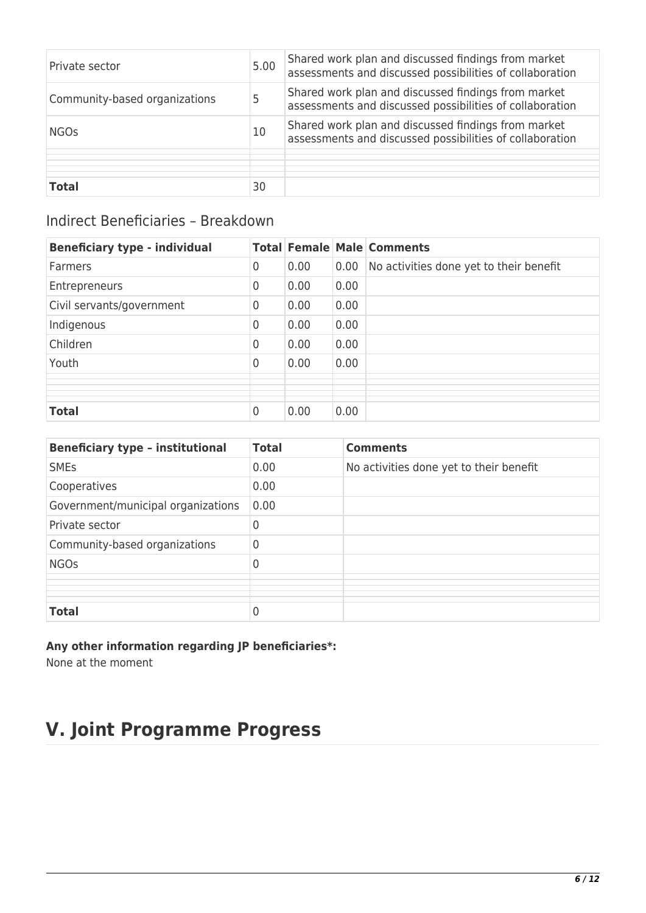| | | |
|---|---|---|
| Private sector | 5.00 | Shared work plan and discussed findings from market assessments and discussed possibilities of collaboration |
| Community-based organizations | 5 | Shared work plan and discussed findings from market assessments and discussed possibilities of collaboration |
| NGOs | 10 | Shared work plan and discussed findings from market assessments and discussed possibilities of collaboration |
| | | |
| | | |
| | | |
| **Total** | 30 | |

## Indirect Beneficiaries – Breakdown

| **Beneficiary type - individual** | **Total** | **Female** | **Male** | **Comments** |
|---|---|---|---|---|
| Farmers | 0 | 0.00 | 0.00 | No activities done yet to their benefit |
| Entrepreneurs | 0 | 0.00 | 0.00 | |
| Civil servants/government | 0 | 0.00 | 0.00 | |
| Indigenous | 0 | 0.00 | 0.00 | |
| Children | 0 | 0.00 | 0.00 | |
| Youth | 0 | 0.00 | 0.00 | |
| | | | | |
| | | | | |
| | | | | |
| **Total** | 0 | 0.00 | 0.00 | |

| **Beneficiary type – institutional** | **Total** | **Comments** |
|---|---|---|
| SMEs | 0.00 | No activities done yet to their benefit |
| Cooperatives | 0.00 | |
| Government/municipal organizations | 0.00 | |
| Private sector | 0 | |
| Community-based organizations | 0 | |
| NGOs | 0 | |
| | | |
| | | |
| | | |
| **Total** | 0 | |

**Any other information regarding JP beneficiaries*:**

None at the moment

# V. Joint Programme Progress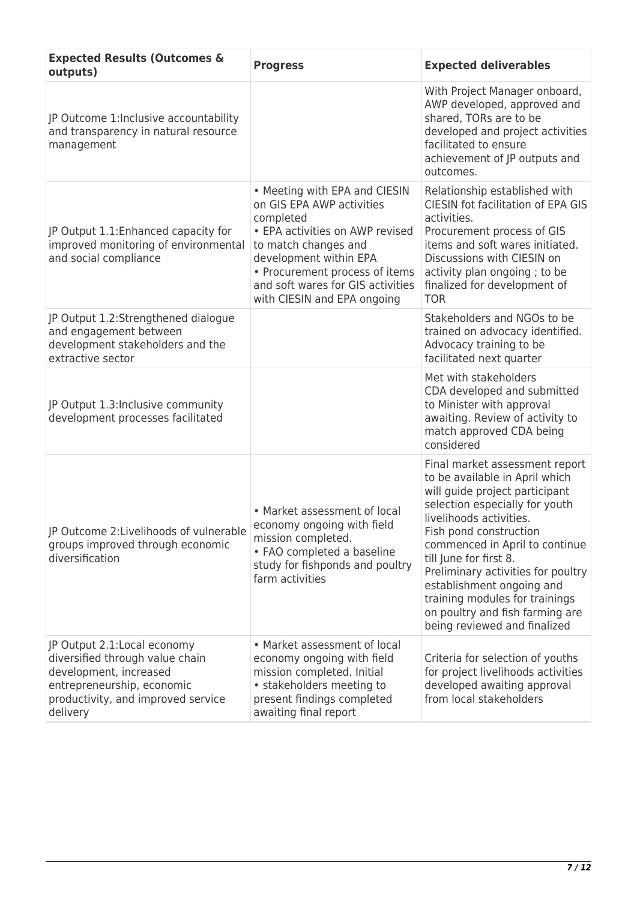| Expected Results (Outcomes & outputs) | Progress | Expected deliverables |
|---|---|---|
| JP Outcome 1:Inclusive accountability and transparency in natural resource management | | With Project Manager onboard, AWP developed, approved and shared, TORs are to be developed and project activities facilitated to ensure achievement of JP outputs and outcomes. |
| JP Output 1.1:Enhanced capacity for improved monitoring of environmental and social compliance | • Meeting with EPA and CIESIN on GIS EPA AWP activities completed<br>• EPA activities on AWP revised to match changes and development within EPA<br>• Procurement process of items and soft wares for GIS activities with CIESIN and EPA ongoing | Relationship established with CIESIN fot facilitation of EPA GIS activities.<br>Procurement process of GIS items and soft wares initiated.<br>Discussions with CIESIN on activity plan ongoing ; to be finalized for development of TOR |
| JP Output 1.2:Strengthened dialogue and engagement between development stakeholders and the extractive sector | | Stakeholders and NGOs to be trained on advocacy identified. Advocacy training to be facilitated next quarter |
| JP Output 1.3:Inclusive community development processes facilitated | | Met with stakeholders<br>CDA developed and submitted to Minister with approval awaiting. Review of activity to match approved CDA being considered |
| JP Outcome 2:Livelihoods of vulnerable groups improved through economic diversification | • Market assessment of local economy ongoing with field mission completed.<br>• FAO completed a baseline study for fishponds and poultry farm activities | Final market assessment report to be available in April which will guide project participant selection especially for youth livelihoods activities.<br>Fish pond construction commenced in April to continue till June for first 8.<br>Preliminary activities for poultry establishment ongoing and training modules for trainings on poultry and fish farming are being reviewed and finalized |
| JP Output 2.1:Local economy diversified through value chain development, increased entrepreneurship, economic productivity, and improved service delivery | • Market assessment of local economy ongoing with field mission completed. Initial<br>• stakeholders meeting to present findings completed awaiting final report | Criteria for selection of youths for project livelihoods activities developed awaiting approval from local stakeholders |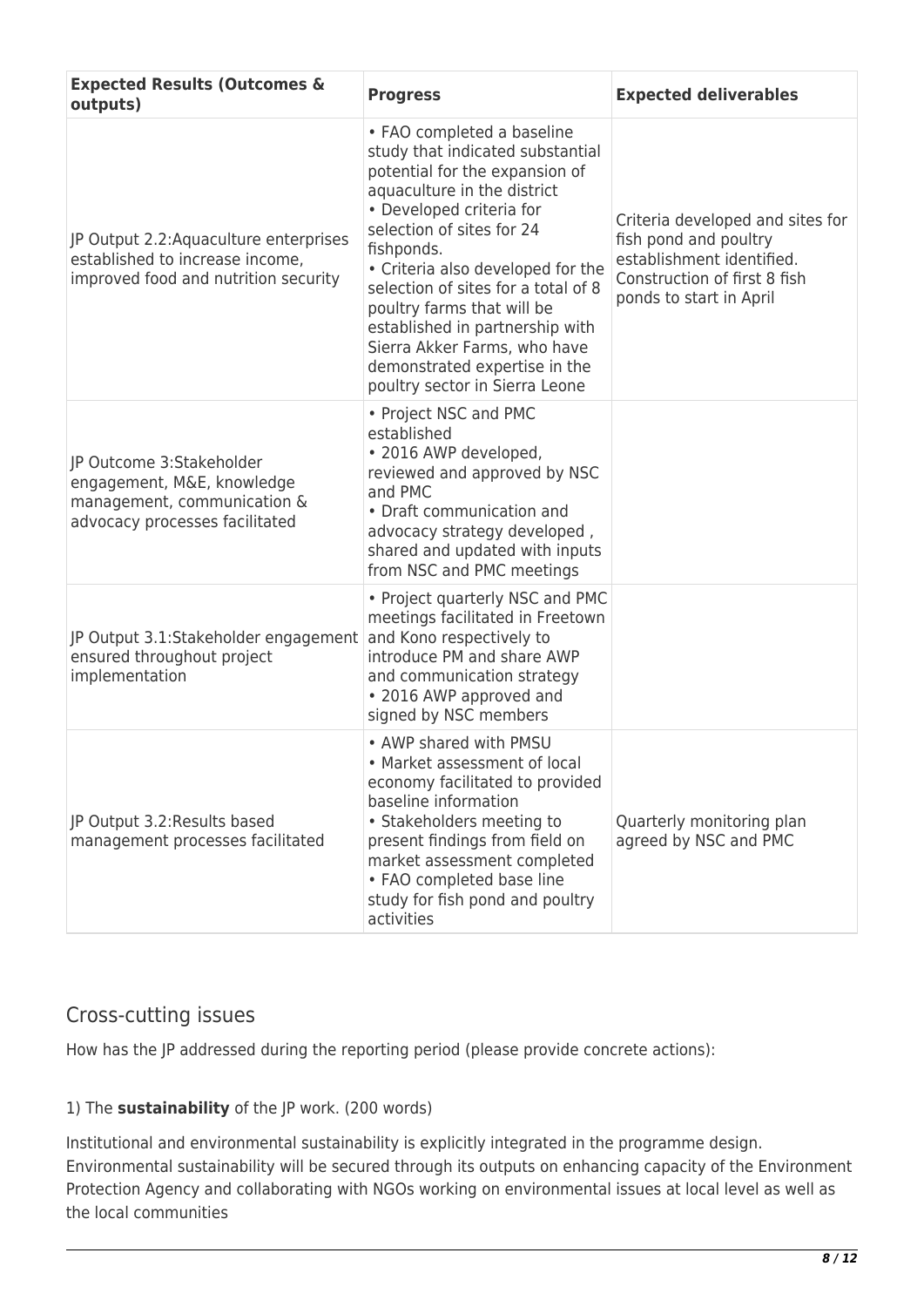| Expected Results (Outcomes & outputs) | Progress | Expected deliverables |
| --- | --- | --- |
| JP Output 2.2:Aquaculture enterprises established to increase income, improved food and nutrition security | • FAO completed a baseline study that indicated substantial potential for the expansion of aquaculture in the district<br>• Developed criteria for selection of sites for 24 fishponds.<br>• Criteria also developed for the selection of sites for a total of 8 poultry farms that will be established in partnership with Sierra Akker Farms, who have demonstrated expertise in the poultry sector in Sierra Leone | Criteria developed and sites for fish pond and poultry establishment identified. Construction of first 8 fish ponds to start in April |
| JP Outcome 3:Stakeholder engagement, M&E, knowledge management, communication & advocacy processes facilitated | • Project NSC and PMC established<br>• 2016 AWP developed, reviewed and approved by NSC and PMC<br>• Draft communication and advocacy strategy developed , shared and updated with inputs from NSC and PMC meetings | |
| JP Output 3.1:Stakeholder engagement ensured throughout project implementation | • Project quarterly NSC and PMC meetings facilitated in Freetown and Kono respectively to introduce PM and share AWP and communication strategy<br>• 2016 AWP approved and signed by NSC members | |
| JP Output 3.2:Results based management processes facilitated | • AWP shared with PMSU<br>• Market assessment of local economy facilitated to provided baseline information<br>• Stakeholders meeting to present findings from field on market assessment completed<br>• FAO completed base line study for fish pond and poultry activities | Quarterly monitoring plan agreed by NSC and PMC |

## Cross-cutting issues

How has the JP addressed during the reporting period (please provide concrete actions):

1) The **sustainability** of the JP work. (200 words)

Institutional and environmental sustainability is explicitly integrated in the programme design. Environmental sustainability will be secured through its outputs on enhancing capacity of the Environment Protection Agency and collaborating with NGOs working on environmental issues at local level as well as the local communities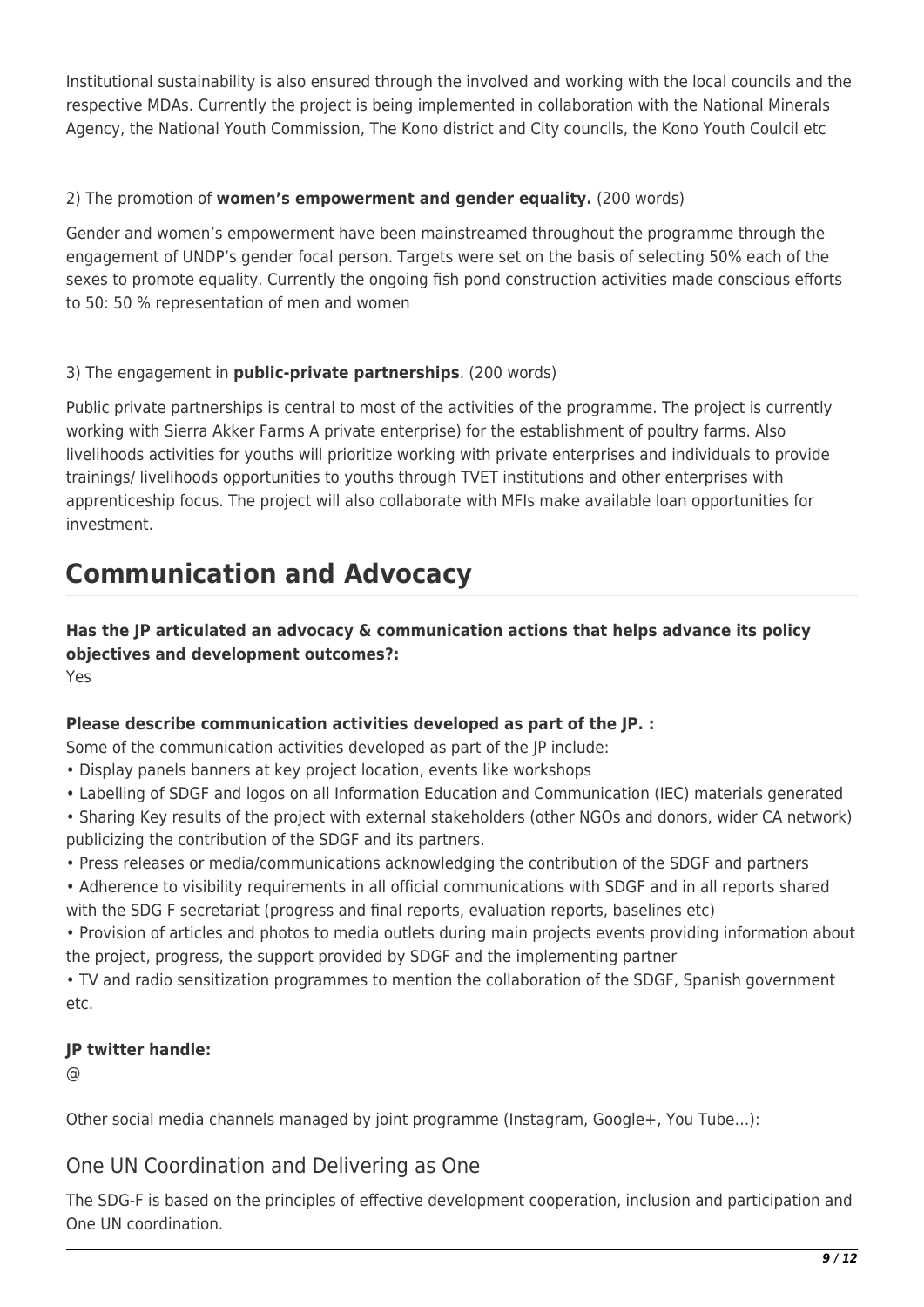Institutional sustainability is also ensured through the involved and working with the local councils and the respective MDAs. Currently the project is being implemented in collaboration with the National Minerals Agency, the National Youth Commission, The Kono district and City councils, the Kono Youth Coulcil etc

2) The promotion of **women's empowerment and gender equality.** (200 words)

Gender and women's empowerment have been mainstreamed throughout the programme through the engagement of UNDP's gender focal person. Targets were set on the basis of selecting 50% each of the sexes to promote equality. Currently the ongoing fish pond construction activities made conscious efforts to 50: 50 % representation of men and women

3) The engagement in **public-private partnerships**. (200 words)

Public private partnerships is central to most of the activities of the programme. The project is currently working with Sierra Akker Farms A private enterprise) for the establishment of poultry farms. Also livelihoods activities for youths will prioritize working with private enterprises and individuals to provide trainings/ livelihoods opportunities to youths through TVET institutions and other enterprises with apprenticeship focus. The project will also collaborate with MFIs make available loan opportunities for investment.

# Communication and Advocacy

**Has the JP articulated an advocacy & communication actions that helps advance its policy objectives and development outcomes?:**
Yes

**Please describe communication activities developed as part of the JP. :**
Some of the communication activities developed as part of the JP include:
• Display panels banners at key project location, events like workshops
• Labelling of SDGF and logos on all Information Education and Communication (IEC) materials generated
• Sharing Key results of the project with external stakeholders (other NGOs and donors, wider CA network) publicizing the contribution of the SDGF and its partners.
• Press releases or media/communications acknowledging the contribution of the SDGF and partners
• Adherence to visibility requirements in all official communications with SDGF and in all reports shared with the SDG F secretariat (progress and final reports, evaluation reports, baselines etc)
• Provision of articles and photos to media outlets during main projects events providing information about the project, progress, the support provided by SDGF and the implementing partner
• TV and radio sensitization programmes to mention the collaboration of the SDGF, Spanish government etc.

**JP twitter handle:**
@

Other social media channels managed by joint programme (Instagram, Google+, You Tube…):

## One UN Coordination and Delivering as One

The SDG-F is based on the principles of effective development cooperation, inclusion and participation and One UN coordination.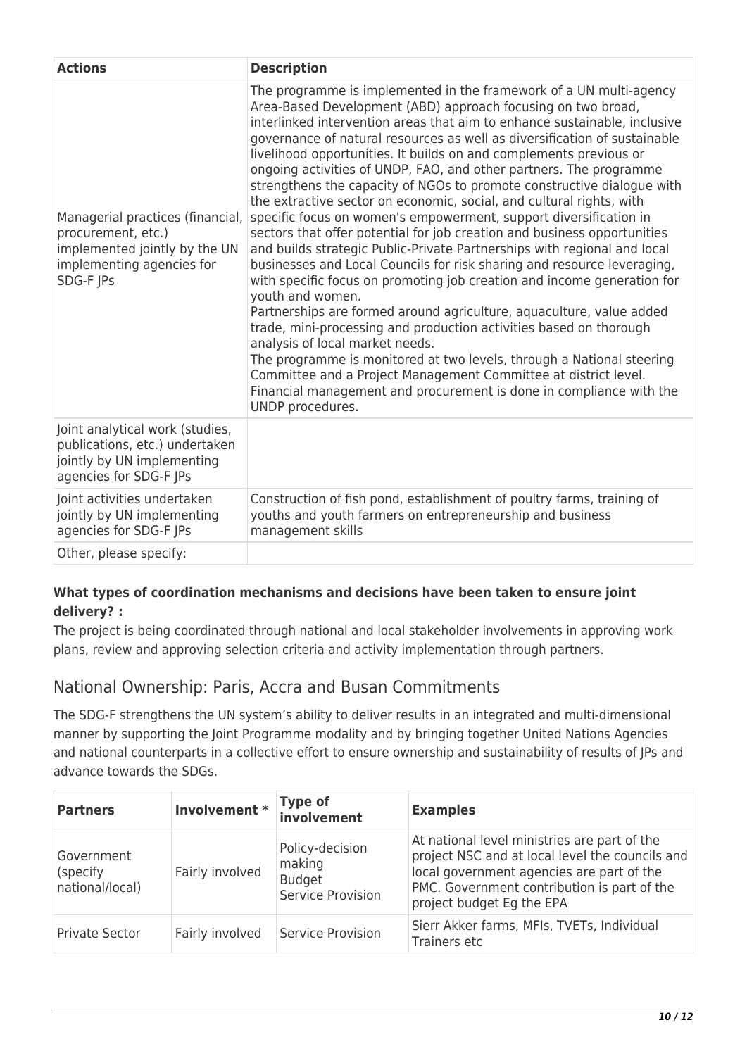| Actions | Description |
|---|---|
| Managerial practices (financial, procurement, etc.) implemented jointly by the UN implementing agencies for SDG-F JPs | The programme is implemented in the framework of a UN multi-agency Area-Based Development (ABD) approach focusing on two broad, interlinked intervention areas that aim to enhance sustainable, inclusive governance of natural resources as well as diversification of sustainable livelihood opportunities. It builds on and complements previous or ongoing activities of UNDP, FAO, and other partners. The programme strengthens the capacity of NGOs to promote constructive dialogue with the extractive sector on economic, social, and cultural rights, with specific focus on women's empowerment, support diversification in sectors that offer potential for job creation and business opportunities and builds strategic Public-Private Partnerships with regional and local businesses and Local Councils for risk sharing and resource leveraging, with specific focus on promoting job creation and income generation for youth and women.<br>Partnerships are formed around agriculture, aquaculture, value added trade, mini-processing and production activities based on thorough analysis of local market needs.<br>The programme is monitored at two levels, through a National steering Committee and a Project Management Committee at district level. Financial management and procurement is done in compliance with the UNDP procedures. |
| Joint analytical work (studies, publications, etc.) undertaken jointly by UN implementing agencies for SDG-F JPs | |
| Joint activities undertaken jointly by UN implementing agencies for SDG-F JPs | Construction of fish pond, establishment of poultry farms, training of youths and youth farmers on entrepreneurship and business management skills |
| Other, please specify: | |

**What types of coordination mechanisms and decisions have been taken to ensure joint delivery? :**

The project is being coordinated through national and local stakeholder involvements in approving work plans, review and approving selection criteria and activity implementation through partners.

## National Ownership: Paris, Accra and Busan Commitments

The SDG-F strengthens the UN system's ability to deliver results in an integrated and multi-dimensional manner by supporting the Joint Programme modality and by bringing together United Nations Agencies and national counterparts in a collective effort to ensure ownership and sustainability of results of JPs and advance towards the SDGs.

| Partners | Involvement * | Type of involvement | Examples |
|---|---|---|---|
| Government (specify national/local) | Fairly involved | Policy-decision making<br>Budget<br>Service Provision | At national level ministries are part of the project NSC and at local level the councils and local government agencies are part of the PMC. Government contribution is part of the project budget Eg the EPA |
| Private Sector | Fairly involved | Service Provision | Sierr Akker farms, MFIs, TVETs, Individual Trainers etc |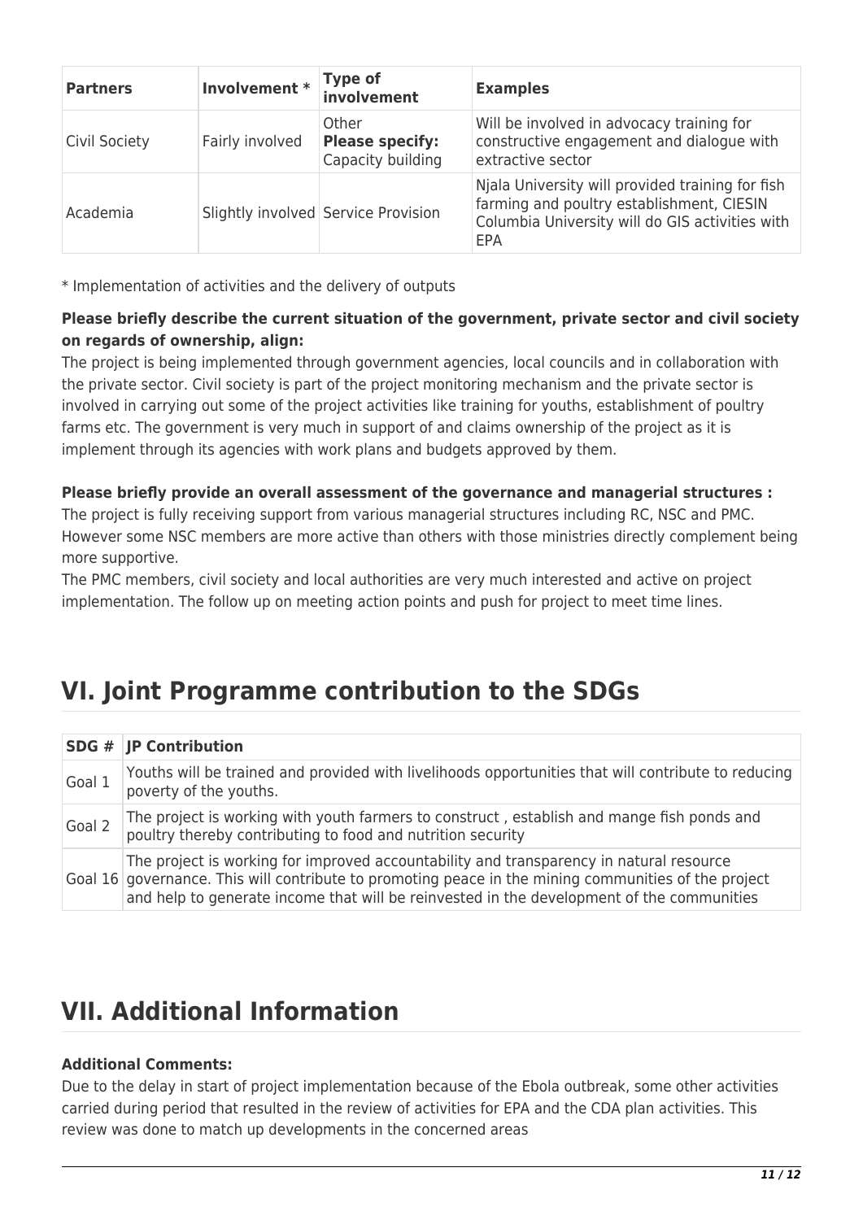| Partners | Involvement * | Type of involvement | Examples |
| --- | --- | --- | --- |
| Civil Society | Fairly involved | Other **Please specify:** Capacity building | Will be involved in advocacy training for constructive engagement and dialogue with extractive sector |
| Academia | Slightly involved | Service Provision | Njala University will provided training for fish farming and poultry establishment, CIESIN Columbia University will do GIS activities with EPA |

* Implementation of activities and the delivery of outputs

**Please briefly describe the current situation of the government, private sector and civil society on regards of ownership, align:**
The project is being implemented through government agencies, local councils and in collaboration with the private sector. Civil society is part of the project monitoring mechanism and the private sector is involved in carrying out some of the project activities like training for youths, establishment of poultry farms etc. The government is very much in support of and claims ownership of the project as it is implement through its agencies with work plans and budgets approved by them.

**Please briefly provide an overall assessment of the governance and managerial structures :**
The project is fully receiving support from various managerial structures including RC, NSC and PMC. However some NSC members are more active than others with those ministries directly complement being more supportive.
The PMC members, civil society and local authorities are very much interested and active on project implementation. The follow up on meeting action points and push for project to meet time lines.

# VI. Joint Programme contribution to the SDGs

| SDG # | JP Contribution |
| --- | --- |
| Goal 1 | Youths will be trained and provided with livelihoods opportunities that will contribute to reducing poverty of the youths. |
| Goal 2 | The project is working with youth farmers to construct , establish and mange fish ponds and poultry thereby contributing to food and nutrition security |
| Goal 16 | The project is working for improved accountability and transparency in natural resource governance. This will contribute to promoting peace in the mining communities of the project and help to generate income that will be reinvested in the development of the communities |

# VII. Additional Information

**Additional Comments:**
Due to the delay in start of project implementation because of the Ebola outbreak, some other activities carried during period that resulted in the review of activities for EPA and the CDA plan activities. This review was done to match up developments in the concerned areas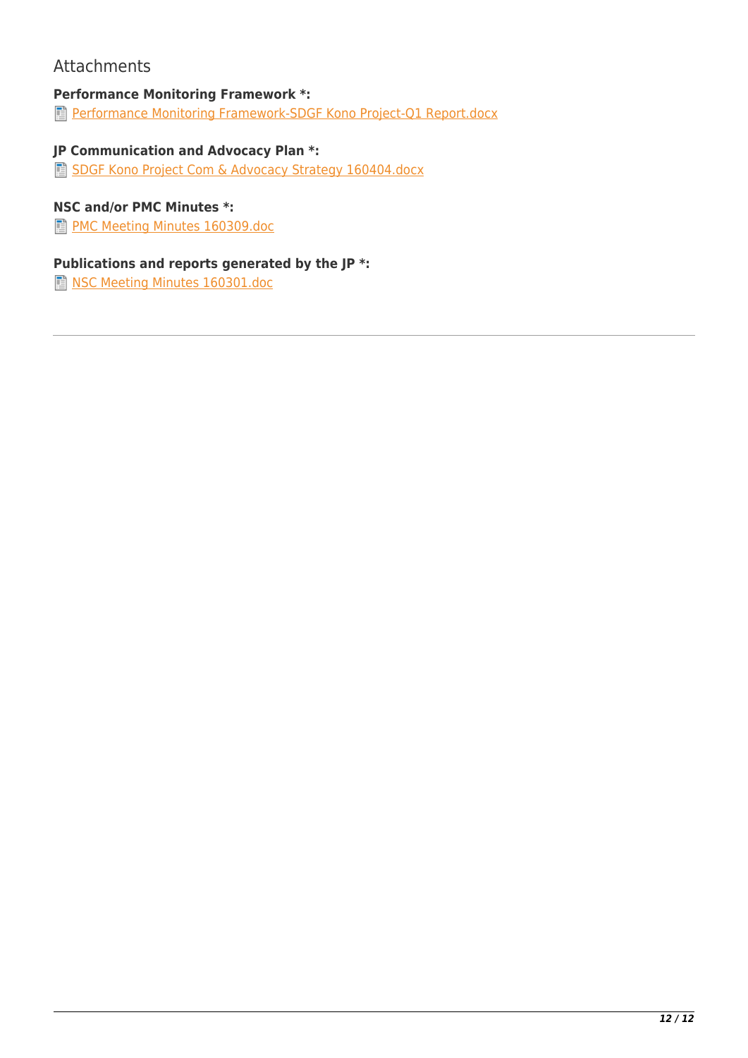## Attachments

**Performance Monitoring Framework *:**

Performance Monitoring Framework-SDGF Kono Project-Q1 Report.docx

**JP Communication and Advocacy Plan *:**

SDGF Kono Project Com & Advocacy Strategy 160404.docx

**NSC and/or PMC Minutes *:**

PMC Meeting Minutes 160309.doc

**Publications and reports generated by the JP *:**

NSC Meeting Minutes 160301.doc